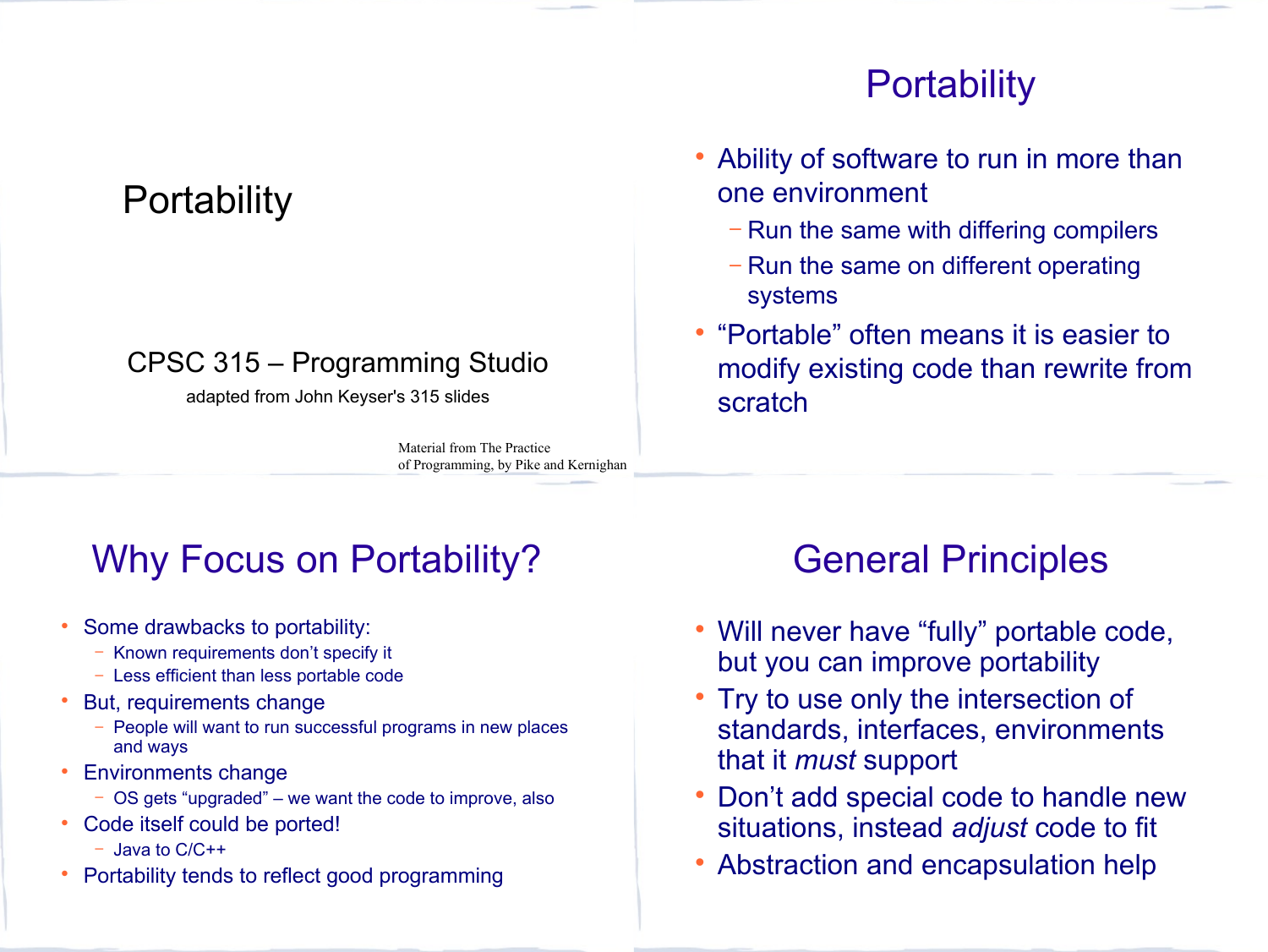# Portability

CPSC 315 – Programming Studio

adapted from John Keyser's 315 slides

Material from The Practice of Programming, by Pike and Kernighan

## Portability

- Ability of software to run in more than one environment
  - Run the same with differing compilers
  - Run the same on different operating systems
- “Portable” often means it is easier to modify existing code than rewrite from scratch

## Why Focus on Portability?

- Some drawbacks to portability:
  - Known requirements don’t specify it
  - Less efficient than less portable code
- But, requirements change
  - People will want to run successful programs in new places and ways
- Environments change
  - OS gets “upgraded” – we want the code to improve, also
- Code itself could be ported!
  - Java to C/C++
- Portability tends to reflect good programming

## General Principles

- Will never have “fully” portable code, but you can improve portability
- Try to use only the intersection of standards, interfaces, environments that it *must* support
- Don’t add special code to handle new situations, instead *adjust* code to fit
- Abstraction and encapsulation help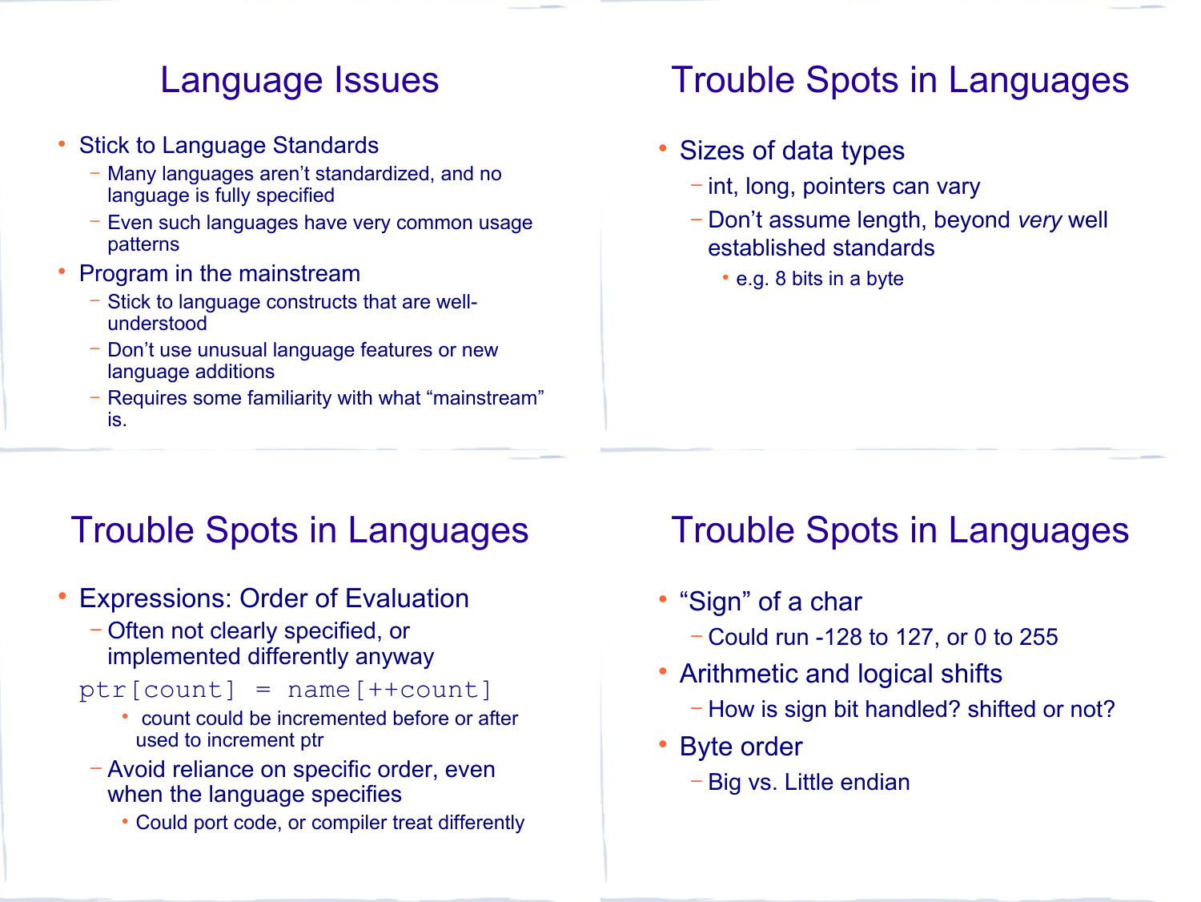## Language Issues

- Stick to Language Standards
  - Many languages aren't standardized, and no language is fully specified
  - Even such languages have very common usage patterns
- Program in the mainstream
  - Stick to language constructs that are well-understood
  - Don't use unusual language features or new language additions
  - Requires some familiarity with what "mainstream" is.

## Trouble Spots in Languages

- Sizes of data types
  - int, long, pointers can vary
  - Don't assume length, beyond *very* well established standards
    - e.g. 8 bits in a byte

## Trouble Spots in Languages

- Expressions: Order of Evaluation
  - Often not clearly specified, or implemented differently anyway

```
ptr[count] = name[++count]
```

  - count could be incremented before or after used to increment ptr
  - Avoid reliance on specific order, even when the language specifies
    - Could port code, or compiler treat differently

## Trouble Spots in Languages

- "Sign" of a char
  - Could run -128 to 127, or 0 to 255
- Arithmetic and logical shifts
  - How is sign bit handled? shifted or not?
- Byte order
  - Big vs. Little endian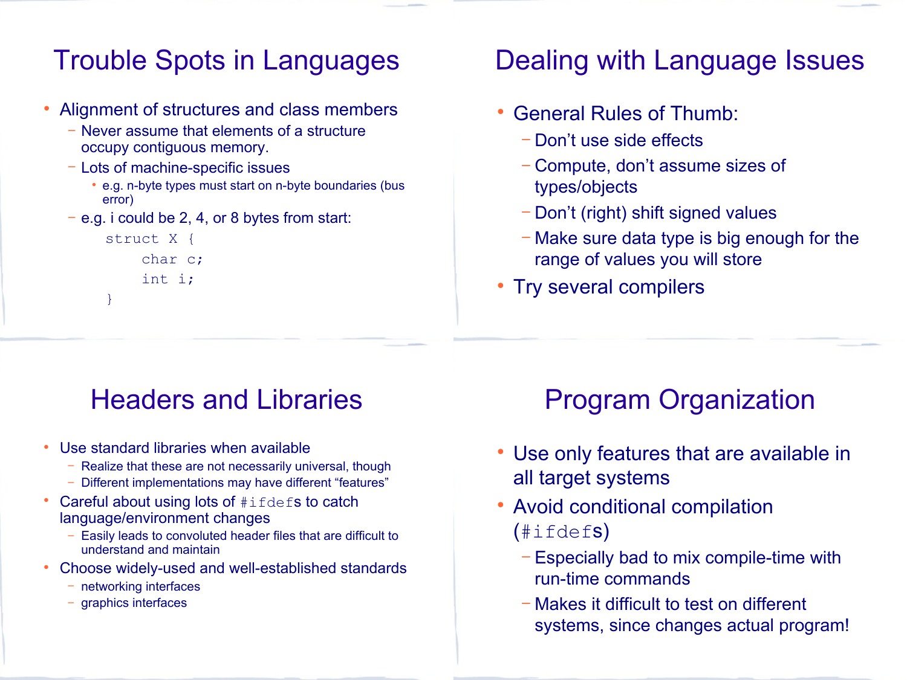## Trouble Spots in Languages

- Alignment of structures and class members
  - Never assume that elements of a structure occupy contiguous memory.
  - Lots of machine-specific issues
    - e.g. n-byte types must start on n-byte boundaries (bus error)
  - e.g. i could be 2, 4, or 8 bytes from start:

```
struct X {
    char c;
    int i;
}
```

## Dealing with Language Issues

- General Rules of Thumb:
  - Don't use side effects
  - Compute, don't assume sizes of types/objects
  - Don't (right) shift signed values
  - Make sure data type is big enough for the range of values you will store
- Try several compilers

## Headers and Libraries

- Use standard libraries when available
  - Realize that these are not necessarily universal, though
  - Different implementations may have different "features"
- Careful about using lots of `#ifdef`s to catch language/environment changes
  - Easily leads to convoluted header files that are difficult to understand and maintain
- Choose widely-used and well-established standards
  - networking interfaces
  - graphics interfaces

## Program Organization

- Use only features that are available in all target systems
- Avoid conditional compilation (`#ifdef`s)
  - Especially bad to mix compile-time with run-time commands
  - Makes it difficult to test on different systems, since changes actual program!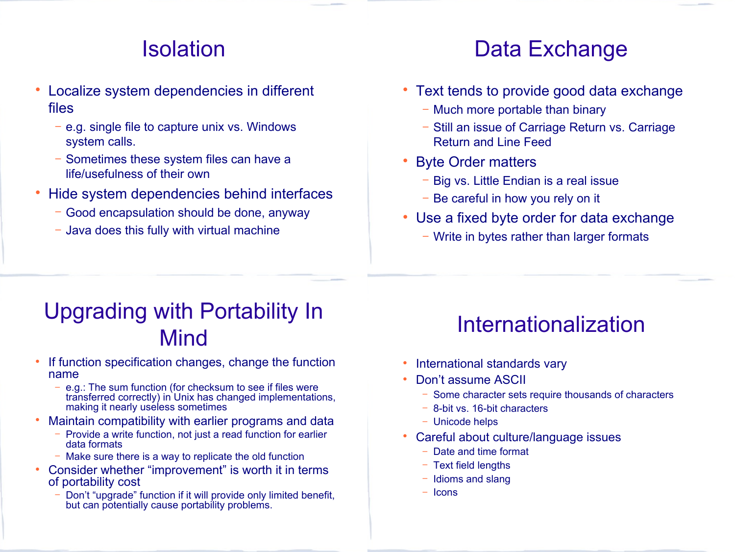# Isolation

- Localize system dependencies in different files
  - e.g. single file to capture unix vs. Windows system calls.
  - Sometimes these system files can have a life/usefulness of their own
- Hide system dependencies behind interfaces
  - Good encapsulation should be done, anyway
  - Java does this fully with virtual machine

# Data Exchange

- Text tends to provide good data exchange
  - Much more portable than binary
  - Still an issue of Carriage Return vs. Carriage Return and Line Feed
- Byte Order matters
  - Big vs. Little Endian is a real issue
  - Be careful in how you rely on it
- Use a fixed byte order for data exchange
  - Write in bytes rather than larger formats

# Upgrading with Portability In Mind

- If function specification changes, change the function name
  - e.g.: The sum function (for checksum to see if files were transferred correctly) in Unix has changed implementations, making it nearly useless sometimes
- Maintain compatibility with earlier programs and data
  - Provide a write function, not just a read function for earlier data formats
  - Make sure there is a way to replicate the old function
- Consider whether "improvement" is worth it in terms of portability cost
  - Don't "upgrade" function if it will provide only limited benefit, but can potentially cause portability problems.

# Internationalization

- International standards vary
- Don't assume ASCII
  - Some character sets require thousands of characters
  - 8-bit vs. 16-bit characters
  - Unicode helps
- Careful about culture/language issues
  - Date and time format
  - Text field lengths
  - Idioms and slang
  - Icons